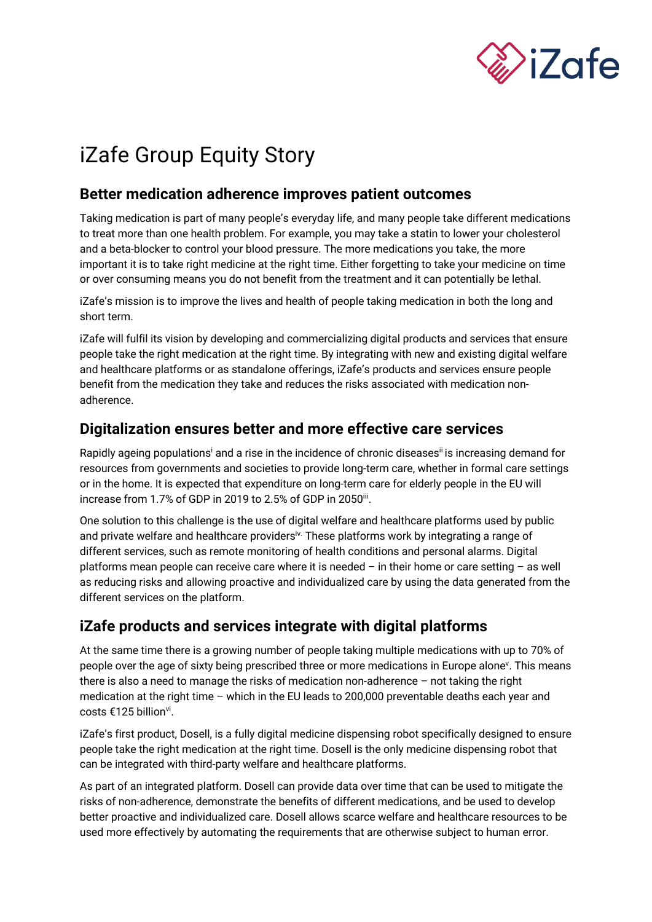# iZafe Group Equity Story

## Better medication adherence improves patient outcomes

Taking medication is part of many people's everyday life, and many people take different medications to treat more than one health problem. For example, you may take a statin to lower your cholesterol and a beta-blocker to control your blood pressure. The more medications you take, the more important it is to take right medicine at the right time. Either forgetting to take your medicine on time or over consuming means you do not benefit from the treatment and it can potentially be lethal.

iZafe's mission is to improve the lives and health of people taking medication in both the long and short term.

iZafe will fulfil its vision by developing and commercializing digital products and services that ensure people take the right medication at the right time. By integrating with new and existing digital welfare and healthcare platforms or as standalone offerings, iZafe's products and services ensure people benefit from the medication they take and reduces the risks associated with medication non-adherence.

## Digitalization ensures better and more effective care services

Rapidly ageing populations[i] and a rise in the incidence of chronic diseases[ii] is increasing demand for resources from governments and societies to provide long-term care, whether in formal care settings or in the home. It is expected that expenditure on long-term care for elderly people in the EU will increase from 1.7% of GDP in 2019 to 2.5% of GDP in 2050[iii].

One solution to this challenge is the use of digital welfare and healthcare platforms used by public and private welfare and healthcare providers[iv]. These platforms work by integrating a range of different services, such as remote monitoring of health conditions and personal alarms. Digital platforms mean people can receive care where it is needed – in their home or care setting – as well as reducing risks and allowing proactive and individualized care by using the data generated from the different services on the platform.

## iZafe products and services integrate with digital platforms

At the same time there is a growing number of people taking multiple medications with up to 70% of people over the age of sixty being prescribed three or more medications in Europe alone[v]. This means there is also a need to manage the risks of medication non-adherence – not taking the right medication at the right time – which in the EU leads to 200,000 preventable deaths each year and costs €125 billion[vi].

iZafe's first product, Dosell, is a fully digital medicine dispensing robot specifically designed to ensure people take the right medication at the right time. Dosell is the only medicine dispensing robot that can be integrated with third-party welfare and healthcare platforms.

As part of an integrated platform. Dosell can provide data over time that can be used to mitigate the risks of non-adherence, demonstrate the benefits of different medications, and be used to develop better proactive and individualized care. Dosell allows scarce welfare and healthcare resources to be used more effectively by automating the requirements that are otherwise subject to human error.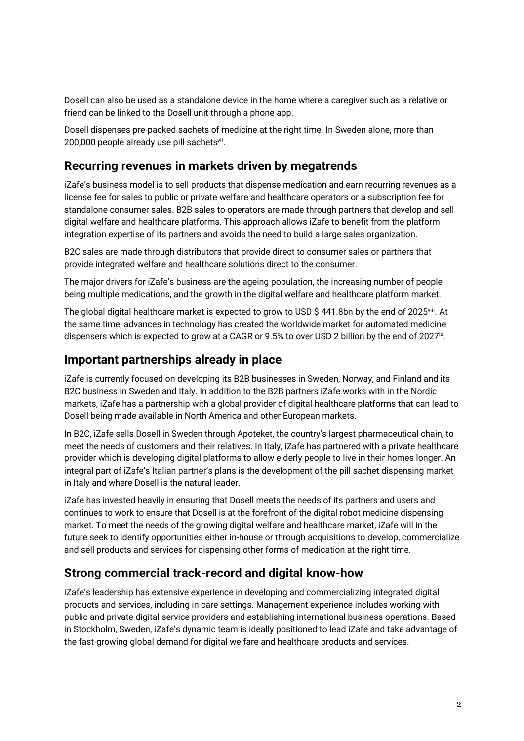Dosell can also be used as a standalone device in the home where a caregiver such as a relative or friend can be linked to the Dosell unit through a phone app.

Dosell dispenses pre-packed sachets of medicine at the right time. In Sweden alone, more than 200,000 people already use pill sachets[vii].

## Recurring revenues in markets driven by megatrends

iZafe's business model is to sell products that dispense medication and earn recurring revenues as a license fee for sales to public or private welfare and healthcare operators or a subscription fee for standalone consumer sales. B2B sales to operators are made through partners that develop and sell digital welfare and healthcare platforms. This approach allows iZafe to benefit from the platform integration expertise of its partners and avoids the need to build a large sales organization.

B2C sales are made through distributors that provide direct to consumer sales or partners that provide integrated welfare and healthcare solutions direct to the consumer.

The major drivers for iZafe's business are the ageing population, the increasing number of people being multiple medications, and the growth in the digital welfare and healthcare platform market.

The global digital healthcare market is expected to grow to USD $ 441.8bn by the end of 2025[viii]. At the same time, advances in technology has created the worldwide market for automated medicine dispensers which is expected to grow at a CAGR or 9.5% to over USD 2 billion by the end of 2027[ix].

## Important partnerships already in place

iZafe is currently focused on developing its B2B businesses in Sweden, Norway, and Finland and its B2C business in Sweden and Italy. In addition to the B2B partners iZafe works with in the Nordic markets, iZafe has a partnership with a global provider of digital healthcare platforms that can lead to Dosell being made available in North America and other European markets.

In B2C, iZafe sells Dosell in Sweden through Apoteket, the country's largest pharmaceutical chain, to meet the needs of customers and their relatives. In Italy, iZafe has partnered with a private healthcare provider which is developing digital platforms to allow elderly people to live in their homes longer. An integral part of iZafe's Italian partner's plans is the development of the pill sachet dispensing market in Italy and where Dosell is the natural leader.

iZafe has invested heavily in ensuring that Dosell meets the needs of its partners and users and continues to work to ensure that Dosell is at the forefront of the digital robot medicine dispensing market. To meet the needs of the growing digital welfare and healthcare market, iZafe will in the future seek to identify opportunities either in-house or through acquisitions to develop, commercialize and sell products and services for dispensing other forms of medication at the right time.

## Strong commercial track-record and digital know-how

iZafe's leadership has extensive experience in developing and commercializing integrated digital products and services, including in care settings. Management experience includes working with public and private digital service providers and establishing international business operations. Based in Stockholm, Sweden, iZafe's dynamic team is ideally positioned to lead iZafe and take advantage of the fast-growing global demand for digital welfare and healthcare products and services.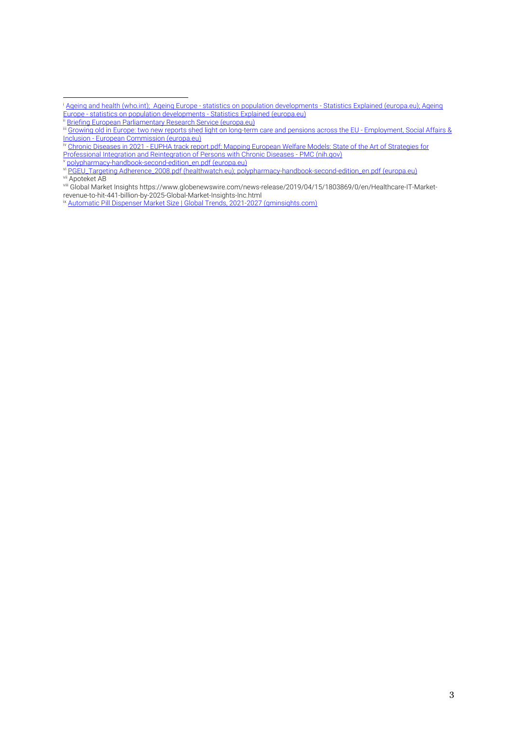[i] Ageing and health (who.int); Ageing Europe - statistics on population developments - Statistics Explained (europa.eu); Ageing Europe - statistics on population developments - Statistics Explained (europa.eu)

[ii] Briefing European Parliamentary Research Service (europa.eu)

[iii] Growing old in Europe: two new reports shed light on long-term care and pensions across the EU - Employment, Social Affairs & Inclusion - European Commission (europa.eu)

[iv] Chronic Diseases in 2021 - EUPHA track report.pdf; Mapping European Welfare Models: State of the Art of Strategies for Professional Integration and Reintegration of Persons with Chronic Diseases - PMC (nih.gov)

[v] polypharmacy-handbook-second-edition_en.pdf (europa.eu)

[vi] PGEU_Targeting Adherence_2008.pdf (healthwatch.eu); polypharmacy-handbook-second-edition_en.pdf (europa.eu)

[vii] Apoteket AB

[viii] Global Market Insights https://www.globenewswire.com/news-release/2019/04/15/1803869/0/en/Healthcare-IT-Market-revenue-to-hit-441-billion-by-2025-Global-Market-Insights-Inc.html

[ix] Automatic Pill Dispenser Market Size | Global Trends, 2021-2027 (gminsights.com)